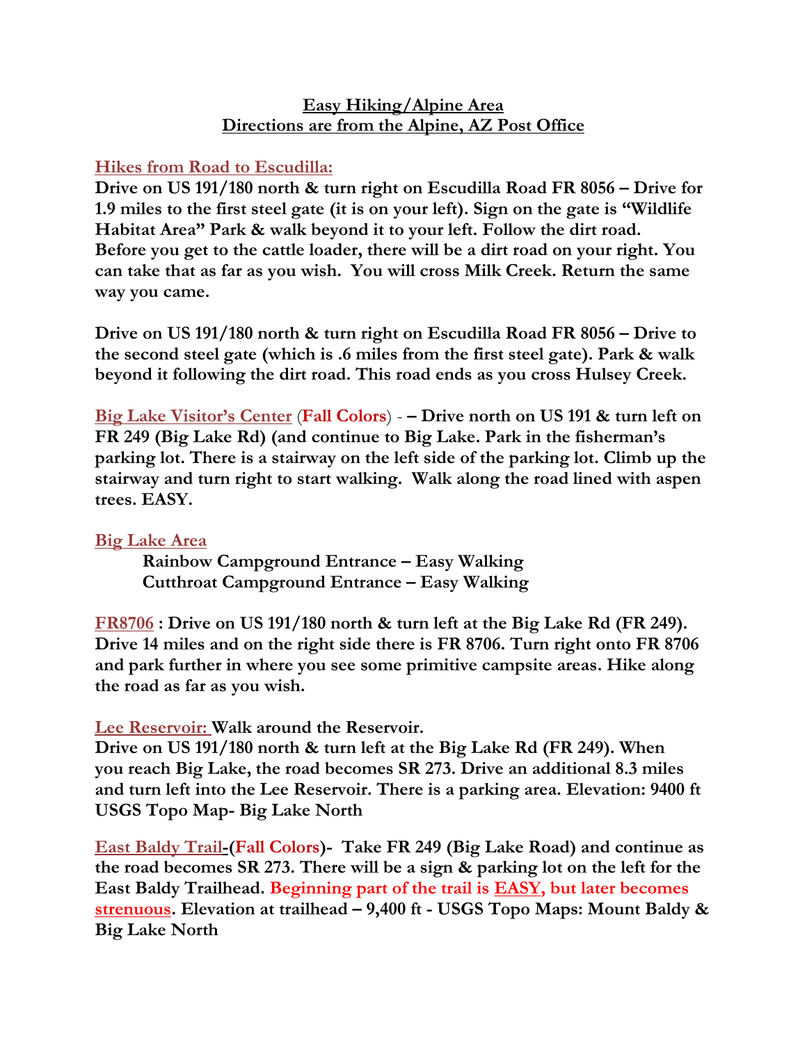# Easy Hiking/Alpine Area
## Directions are from the Alpine, AZ Post Office

### Hikes from Road to Escudilla:

**Drive on US 191/180 north & turn right on Escudilla Road FR 8056 – Drive for 1.9 miles to the first steel gate (it is on your left). Sign on the gate is "Wildlife Habitat Area" Park & walk beyond it to your left. Follow the dirt road. Before you get to the cattle loader, there will be a dirt road on your right. You can take that as far as you wish. You will cross Milk Creek. Return the same way you came.**

**Drive on US 191/180 north & turn right on Escudilla Road FR 8056 – Drive to the second steel gate (which is .6 miles from the first steel gate). Park & walk beyond it following the dirt road. This road ends as you cross Hulsey Creek.**

**Big Lake Visitor's Center (Fall Colors) - – Drive north on US 191 & turn left on FR 249 (Big Lake Rd) (and continue to Big Lake. Park in the fisherman's parking lot. There is a stairway on the left side of the parking lot. Climb up the stairway and turn right to start walking. Walk along the road lined with aspen trees. EASY.**

### Big Lake Area

- **Rainbow Campground Entrance – Easy Walking**
- **Cutthroat Campground Entrance – Easy Walking**

**FR8706 : Drive on US 191/180 north & turn left at the Big Lake Rd (FR 249). Drive 14 miles and on the right side there is FR 8706. Turn right onto FR 8706 and park further in where you see some primitive campsite areas. Hike along the road as far as you wish.**

**Lee Reservoir: Walk around the Reservoir.**
**Drive on US 191/180 north & turn left at the Big Lake Rd (FR 249). When you reach Big Lake, the road becomes SR 273. Drive an additional 8.3 miles and turn left into the Lee Reservoir. There is a parking area. Elevation: 9400 ft USGS Topo Map- Big Lake North**

**East Baldy Trail-(Fall Colors)- Take FR 249 (Big Lake Road) and continue as the road becomes SR 273. There will be a sign & parking lot on the left for the East Baldy Trailhead. Beginning part of the trail is EASY, but later becomes strenuous. Elevation at trailhead – 9,400 ft - USGS Topo Maps: Mount Baldy & Big Lake North**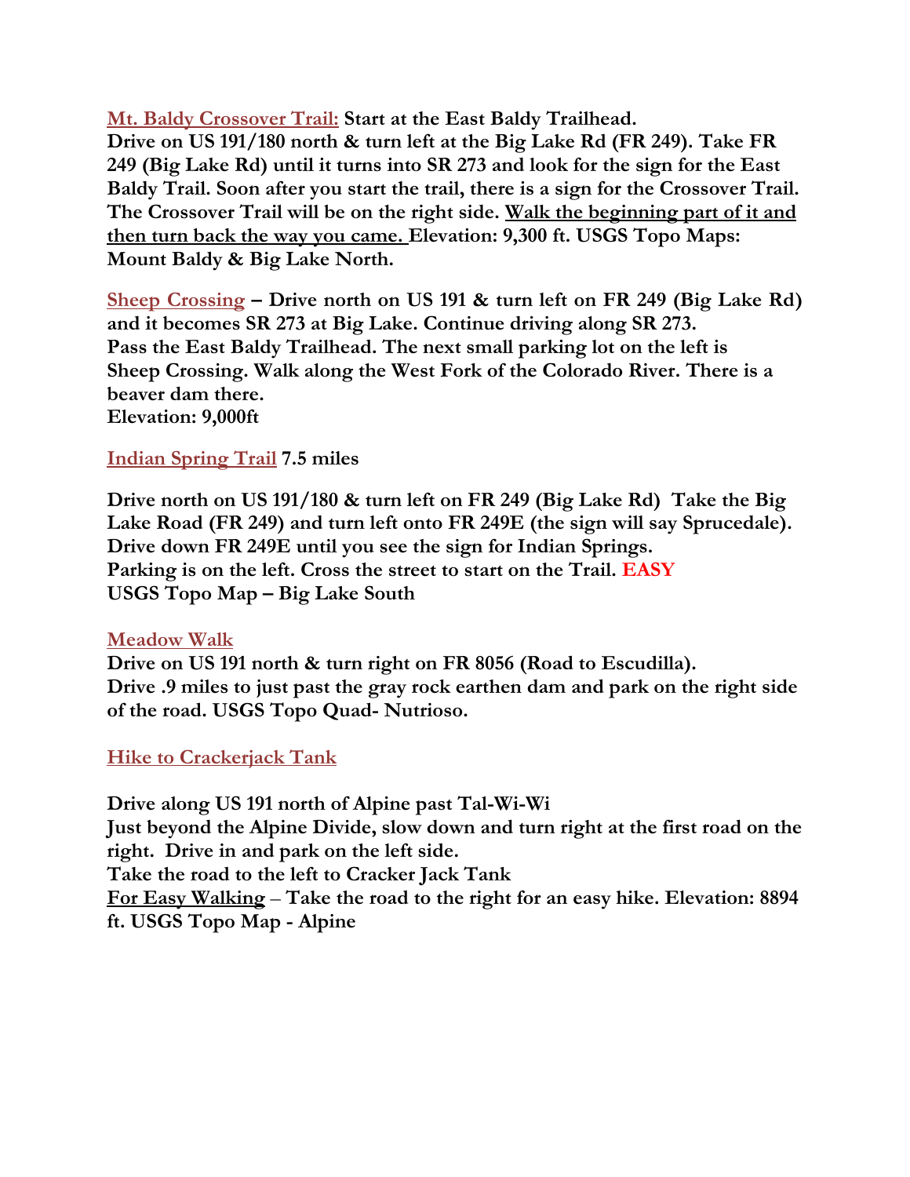**Mt. Baldy Crossover Trail:** **Start at the East Baldy Trailhead. Drive on US 191/180 north & turn left at the Big Lake Rd (FR 249). Take FR 249 (Big Lake Rd) until it turns into SR 273 and look for the sign for the East Baldy Trail. Soon after you start the trail, there is a sign for the Crossover Trail. The Crossover Trail will be on the right side. Walk the beginning part of it and then turn back the way you came. Elevation: 9,300 ft. USGS Topo Maps: Mount Baldy & Big Lake North.**

**Sheep Crossing – Drive north on US 191 & turn left on FR 249 (Big Lake Rd) and it becomes SR 273 at Big Lake. Continue driving along SR 273. Pass the East Baldy Trailhead. The next small parking lot on the left is Sheep Crossing. Walk along the West Fork of the Colorado River. There is a beaver dam there.**
**Elevation: 9,000ft**

**Indian Spring Trail 7.5 miles**

**Drive north on US 191/180 & turn left on FR 249 (Big Lake Rd) Take the Big Lake Road (FR 249) and turn left onto FR 249E (the sign will say Sprucedale). Drive down FR 249E until you see the sign for Indian Springs. Parking is on the left. Cross the street to start on the Trail. EASY**
**USGS Topo Map – Big Lake South**

**Meadow Walk**
**Drive on US 191 north & turn right on FR 8056 (Road to Escudilla). Drive .9 miles to just past the gray rock earthen dam and park on the right side of the road. USGS Topo Quad- Nutrioso.**

**Hike to Crackerjack Tank**

**Drive along US 191 north of Alpine past Tal-Wi-Wi**
**Just beyond the Alpine Divide, slow down and turn right at the first road on the right. Drive in and park on the left side.**
**Take the road to the left to Cracker Jack Tank**
**For Easy Walking – Take the road to the right for an easy hike. Elevation: 8894 ft. USGS Topo Map - Alpine**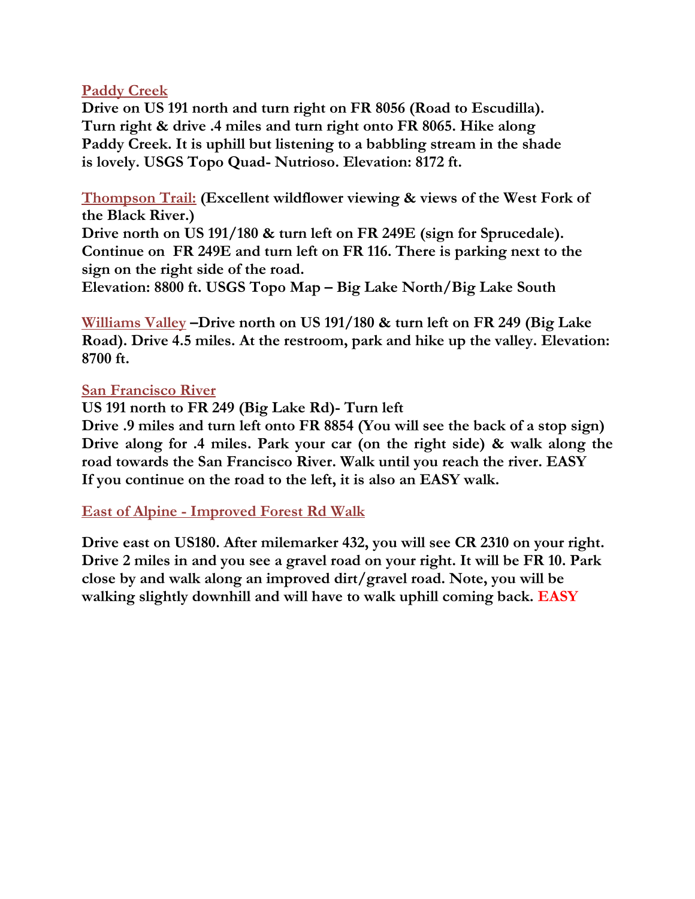## Paddy Creek

**Drive on US 191 north and turn right on FR 8056 (Road to Escudilla). Turn right & drive .4 miles and turn right onto FR 8065. Hike along Paddy Creek. It is uphill but listening to a babbling stream in the shade is lovely. USGS Topo Quad- Nutrioso. Elevation: 8172 ft.**

## Thompson Trail: **(Excellent wildflower viewing & views of the West Fork of the Black River.)**

**Drive north on US 191/180 & turn left on FR 249E (sign for Sprucedale). Continue on FR 249E and turn left on FR 116. There is parking next to the sign on the right side of the road.**

**Elevation: 8800 ft. USGS Topo Map – Big Lake North/Big Lake South**

## Williams Valley **–Drive north on US 191/180 & turn left on FR 249 (Big Lake Road). Drive 4.5 miles. At the restroom, park and hike up the valley. Elevation: 8700 ft.**

## San Francisco River

**US 191 north to FR 249 (Big Lake Rd)- Turn left**

**Drive .9 miles and turn left onto FR 8854 (You will see the back of a stop sign) Drive along for .4 miles. Park your car (on the right side) & walk along the road towards the San Francisco River. Walk until you reach the river. EASY If you continue on the road to the left, it is also an EASY walk.**

## East of Alpine - Improved Forest Rd Walk

**Drive east on US180. After milemarker 432, you will see CR 2310 on your right. Drive 2 miles in and you see a gravel road on your right. It will be FR 10. Park close by and walk along an improved dirt/gravel road. Note, you will be walking slightly downhill and will have to walk uphill coming back. EASY**